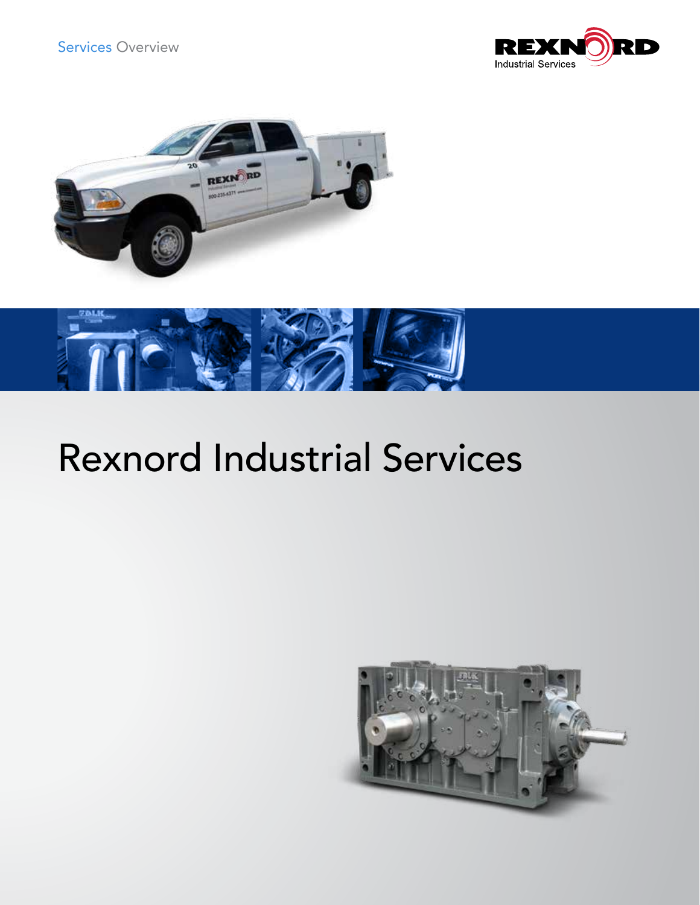Services Overview

REXNORD Industrial Services

# Rexnord Industrial Services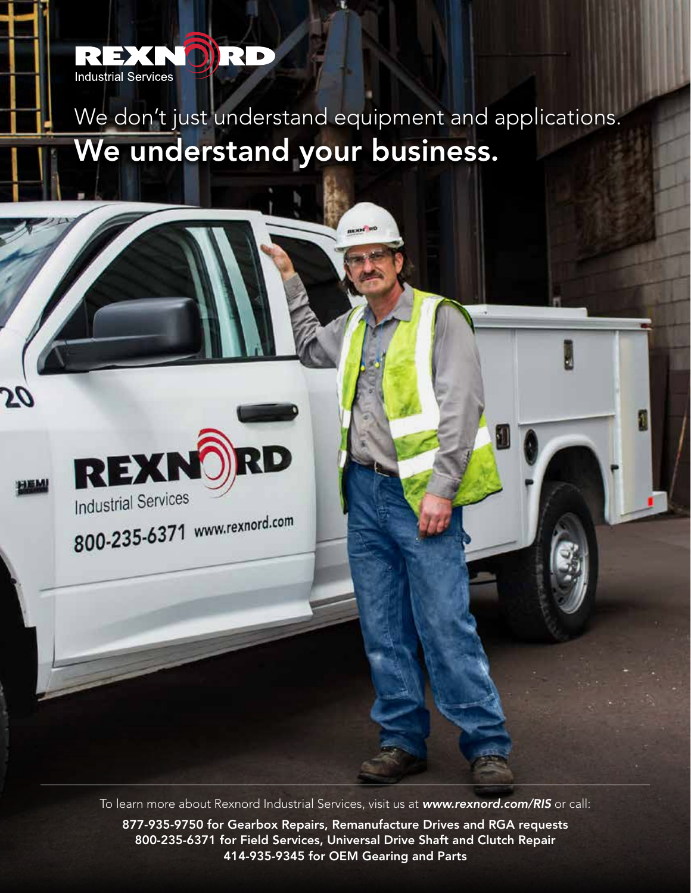REXNORD Industrial Services

We don't just understand equipment and applications.

# We understand your business.

To learn more about Rexnord Industrial Services, visit us at ***www.rexnord.com/RIS*** or call:

**877-935-9750 for Gearbox Repairs, Remanufacture Drives and RGA requests**
**800-235-6371 for Field Services, Universal Drive Shaft and Clutch Repair**
**414-935-9345 for OEM Gearing and Parts**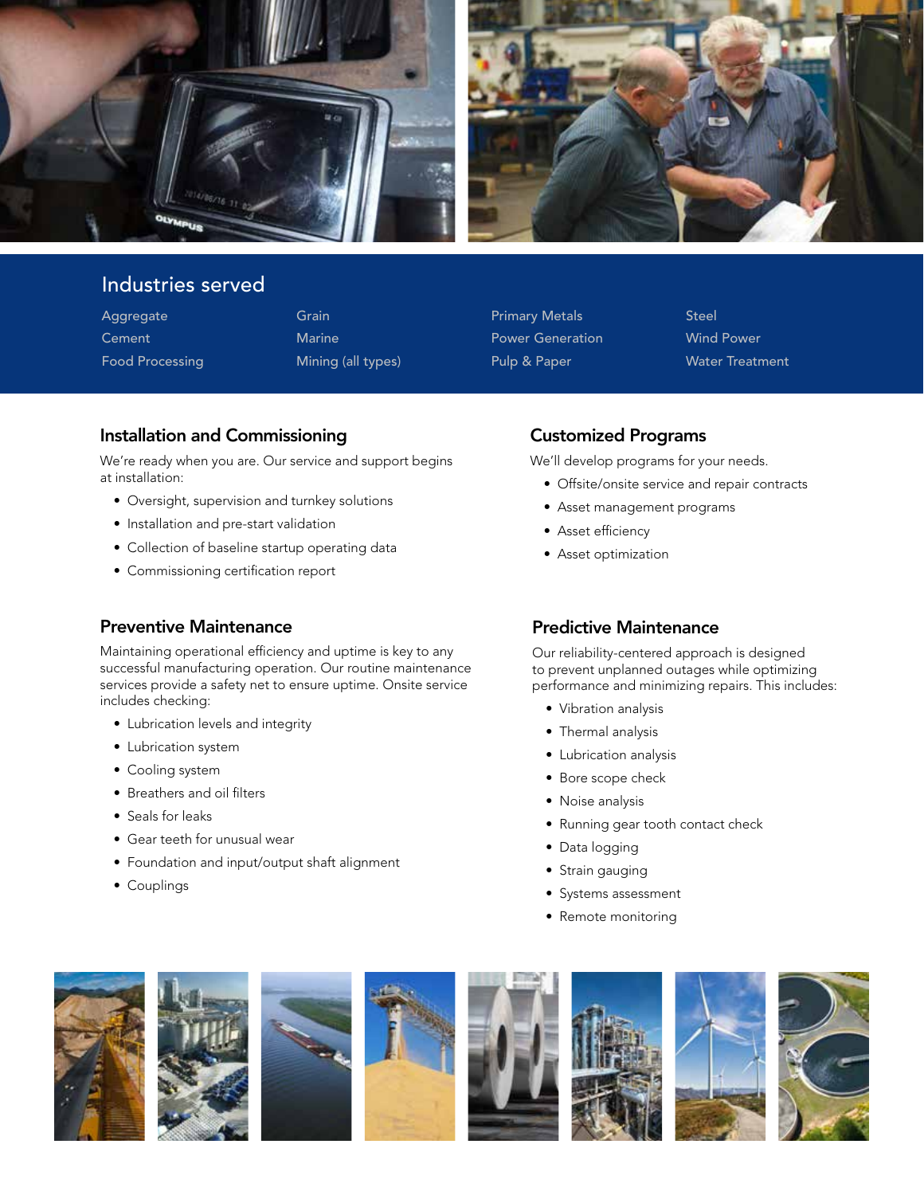## Industries served

- Aggregate
- Cement
- Food Processing
- Grain
- Marine
- Mining (all types)
- Primary Metals
- Power Generation
- Pulp & Paper
- Steel
- Wind Power
- Water Treatment

## Installation and Commissioning

We're ready when you are. Our service and support begins at installation:

- Oversight, supervision and turnkey solutions
- Installation and pre-start validation
- Collection of baseline startup operating data
- Commissioning certification report

## Customized Programs

We'll develop programs for your needs.

- Offsite/onsite service and repair contracts
- Asset management programs
- Asset efficiency
- Asset optimization

## Preventive Maintenance

Maintaining operational efficiency and uptime is key to any successful manufacturing operation. Our routine maintenance services provide a safety net to ensure uptime. Onsite service includes checking:

- Lubrication levels and integrity
- Lubrication system
- Cooling system
- Breathers and oil filters
- Seals for leaks
- Gear teeth for unusual wear
- Foundation and input/output shaft alignment
- Couplings

## Predictive Maintenance

Our reliability-centered approach is designed to prevent unplanned outages while optimizing performance and minimizing repairs. This includes:

- Vibration analysis
- Thermal analysis
- Lubrication analysis
- Bore scope check
- Noise analysis
- Running gear tooth contact check
- Data logging
- Strain gauging
- Systems assessment
- Remote monitoring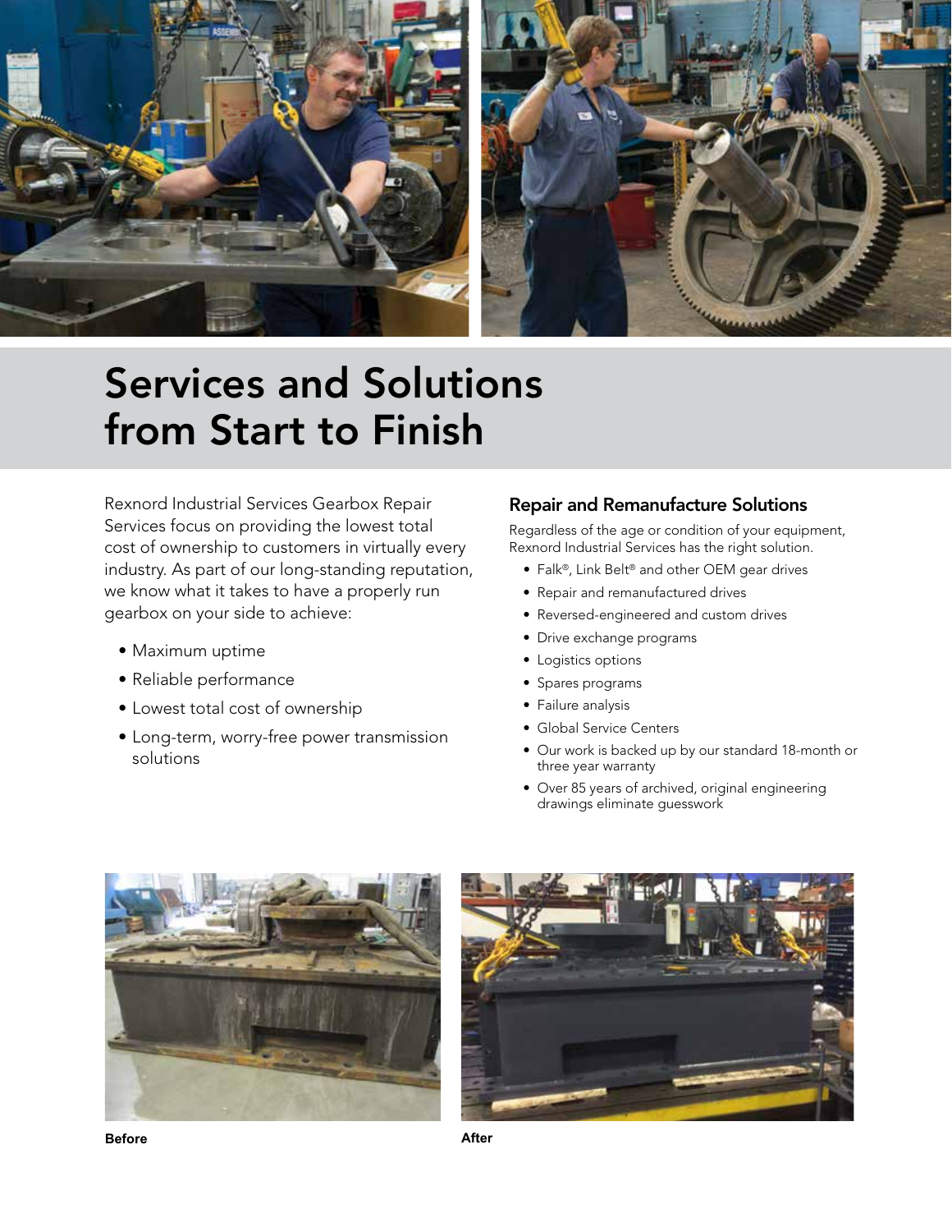# Services and Solutions from Start to Finish

Rexnord Industrial Services Gearbox Repair Services focus on providing the lowest total cost of ownership to customers in virtually every industry. As part of our long-standing reputation, we know what it takes to have a properly run gearbox on your side to achieve:

- Maximum uptime
- Reliable performance
- Lowest total cost of ownership
- Long-term, worry-free power transmission solutions

## Repair and Remanufacture Solutions

Regardless of the age or condition of your equipment, Rexnord Industrial Services has the right solution.

- Falk®, Link Belt® and other OEM gear drives
- Repair and remanufactured drives
- Reversed-engineered and custom drives
- Drive exchange programs
- Logistics options
- Spares programs
- Failure analysis
- Global Service Centers
- Our work is backed up by our standard 18-month or three year warranty
- Over 85 years of archived, original engineering drawings eliminate guesswork

**Before**

**After**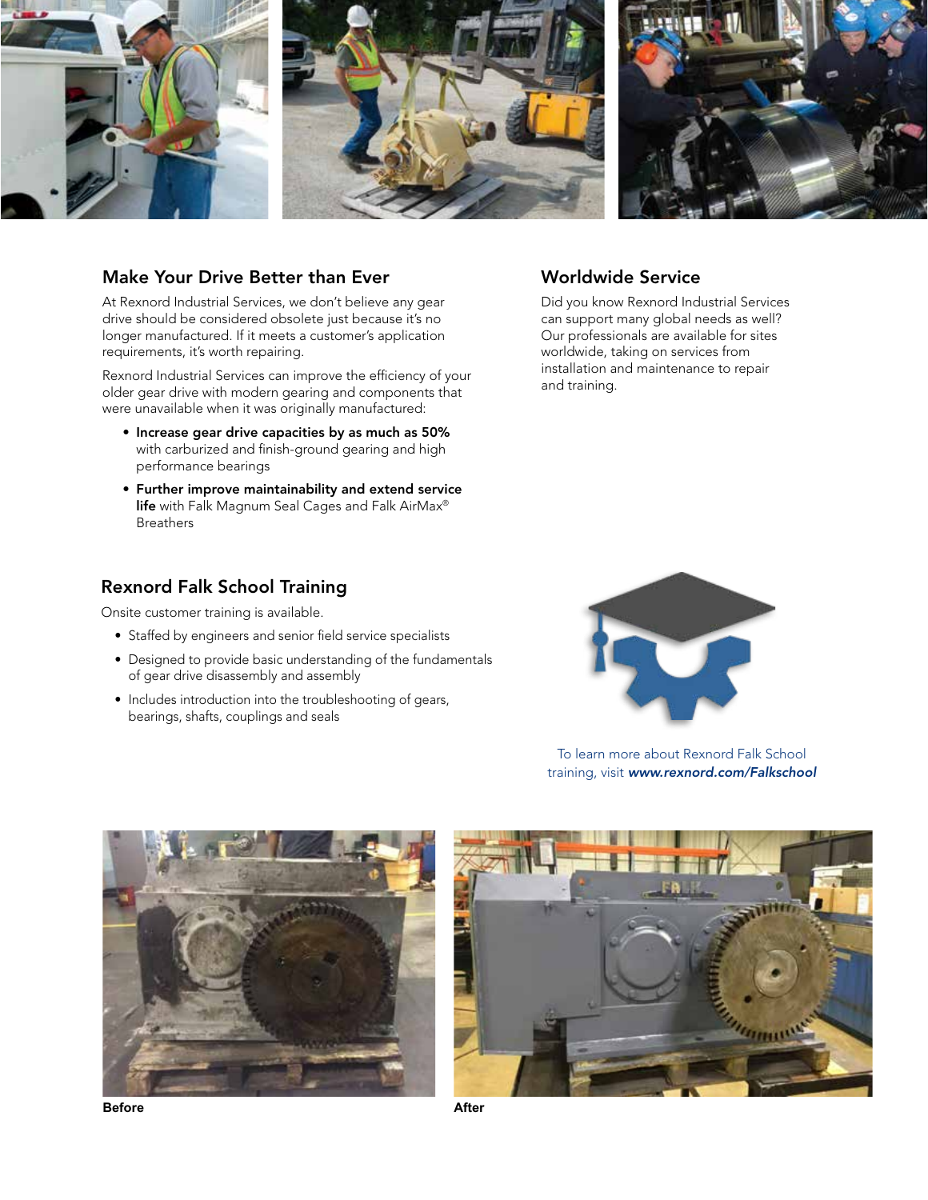## Make Your Drive Better than Ever

At Rexnord Industrial Services, we don't believe any gear drive should be considered obsolete just because it's no longer manufactured. If it meets a customer's application requirements, it's worth repairing.

Rexnord Industrial Services can improve the efficiency of your older gear drive with modern gearing and components that were unavailable when it was originally manufactured:

- **Increase gear drive capacities by as much as 50%** with carburized and finish-ground gearing and high performance bearings
- **Further improve maintainability and extend service life** with Falk Magnum Seal Cages and Falk AirMax® Breathers

## Worldwide Service

Did you know Rexnord Industrial Services can support many global needs as well? Our professionals are available for sites worldwide, taking on services from installation and maintenance to repair and training.

## Rexnord Falk School Training

Onsite customer training is available.

- Staffed by engineers and senior field service specialists
- Designed to provide basic understanding of the fundamentals of gear drive disassembly and assembly
- Includes introduction into the troubleshooting of gears, bearings, shafts, couplings and seals

To learn more about Rexnord Falk School training, visit ***www.rexnord.com/Falkschool***

**Before**

**After**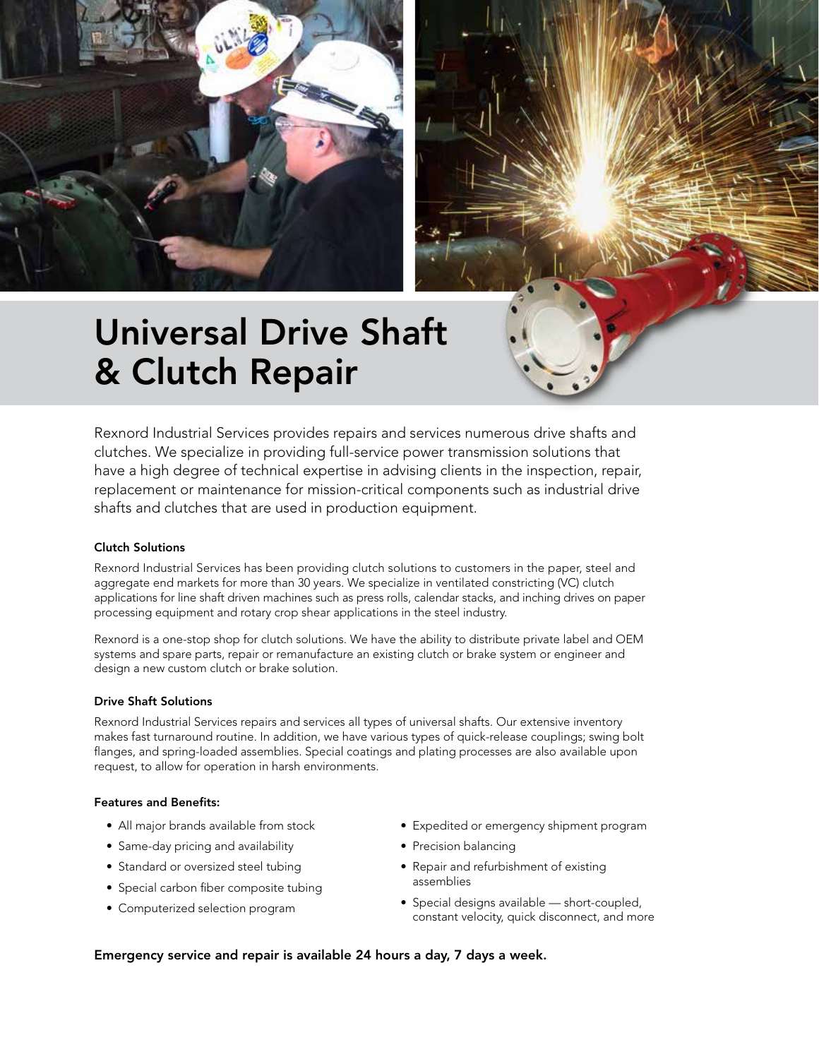# Universal Drive Shaft & Clutch Repair

Rexnord Industrial Services provides repairs and services numerous drive shafts and clutches. We specialize in providing full-service power transmission solutions that have a high degree of technical expertise in advising clients in the inspection, repair, replacement or maintenance for mission-critical components such as industrial drive shafts and clutches that are used in production equipment.

### Clutch Solutions

Rexnord Industrial Services has been providing clutch solutions to customers in the paper, steel and aggregate end markets for more than 30 years. We specialize in ventilated constricting (VC) clutch applications for line shaft driven machines such as press rolls, calendar stacks, and inching drives on paper processing equipment and rotary crop shear applications in the steel industry.

Rexnord is a one-stop shop for clutch solutions. We have the ability to distribute private label and OEM systems and spare parts, repair or remanufacture an existing clutch or brake system or engineer and design a new custom clutch or brake solution.

### Drive Shaft Solutions

Rexnord Industrial Services repairs and services all types of universal shafts. Our extensive inventory makes fast turnaround routine. In addition, we have various types of quick-release couplings; swing bolt flanges, and spring-loaded assemblies. Special coatings and plating processes are also available upon request, to allow for operation in harsh environments.

### Features and Benefits:

- All major brands available from stock
- Same-day pricing and availability
- Standard or oversized steel tubing
- Special carbon fiber composite tubing
- Computerized selection program
- Expedited or emergency shipment program
- Precision balancing
- Repair and refurbishment of existing assemblies
- Special designs available — short-coupled, constant velocity, quick disconnect, and more

**Emergency service and repair is available 24 hours a day, 7 days a week.**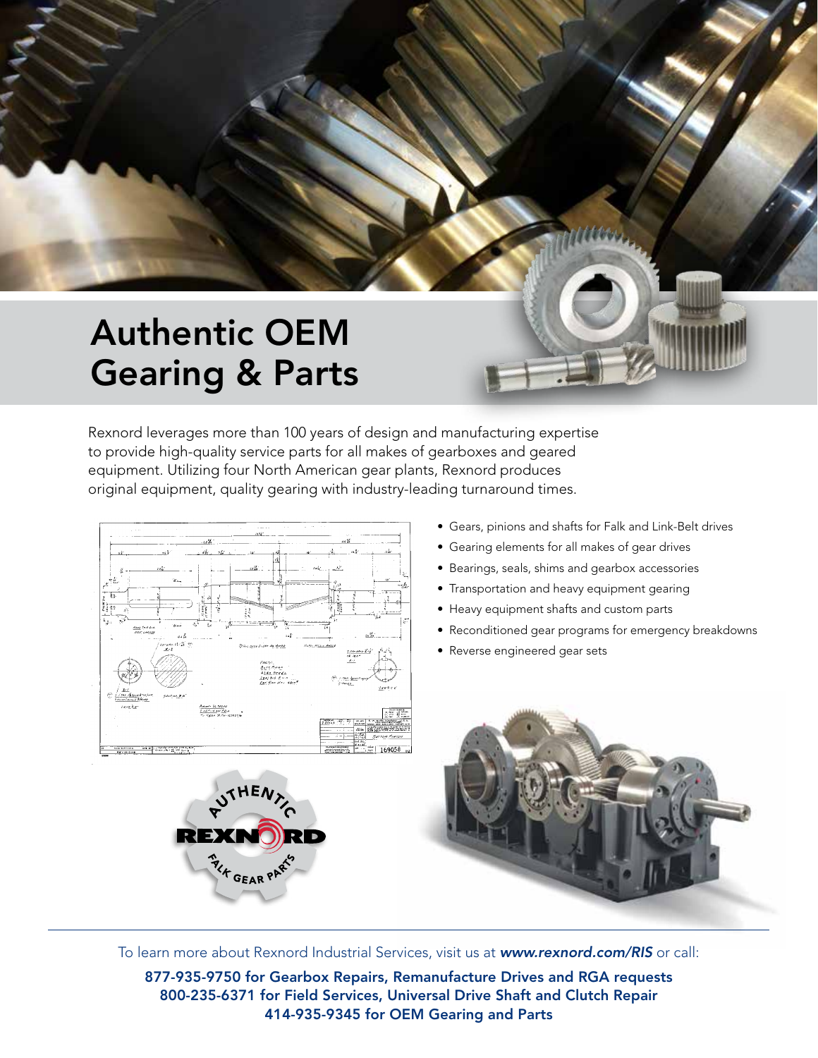# Authentic OEM Gearing & Parts

Rexnord leverages more than 100 years of design and manufacturing expertise to provide high-quality service parts for all makes of gearboxes and geared equipment. Utilizing four North American gear plants, Rexnord produces original equipment, quality gearing with industry-leading turnaround times.

- Gears, pinions and shafts for Falk and Link-Belt drives
- Gearing elements for all makes of gear drives
- Bearings, seals, shims and gearbox accessories
- Transportation and heavy equipment gearing
- Heavy equipment shafts and custom parts
- Reconditioned gear programs for emergency breakdowns
- Reverse engineered gear sets

To learn more about Rexnord Industrial Services, visit us at ***www.rexnord.com/RIS*** or call:

**877-935-9750 for Gearbox Repairs, Remanufacture Drives and RGA requests**
**800-235-6371 for Field Services, Universal Drive Shaft and Clutch Repair**
**414-935-9345 for OEM Gearing and Parts**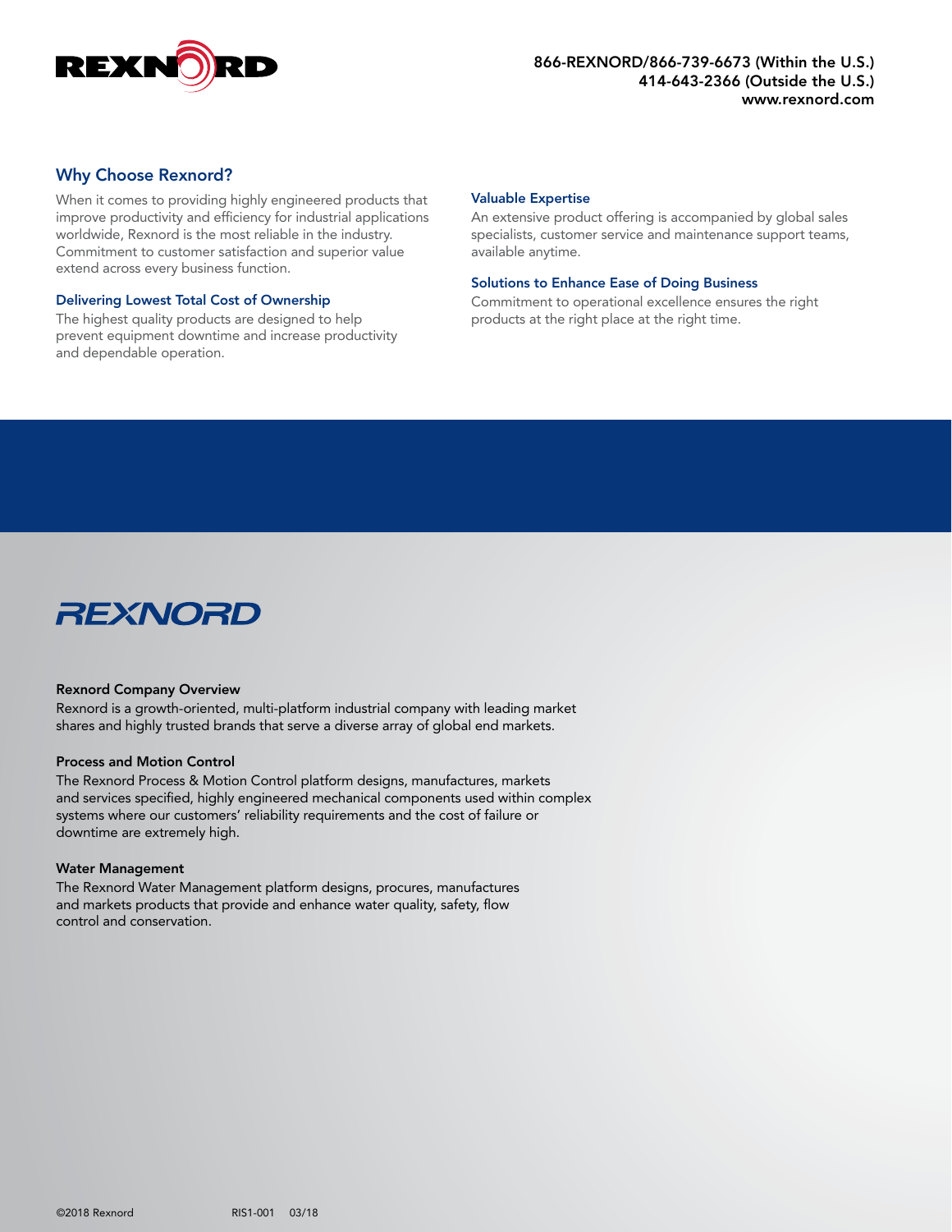866-REXNORD/866-739-6673 (Within the U.S.)
414-643-2366 (Outside the U.S.)
www.rexnord.com

## Why Choose Rexnord?

When it comes to providing highly engineered products that improve productivity and efficiency for industrial applications worldwide, Rexnord is the most reliable in the industry. Commitment to customer satisfaction and superior value extend across every business function.

### Delivering Lowest Total Cost of Ownership

The highest quality products are designed to help prevent equipment downtime and increase productivity and dependable operation.

### Valuable Expertise

An extensive product offering is accompanied by global sales specialists, customer service and maintenance support teams, available anytime.

### Solutions to Enhance Ease of Doing Business

Commitment to operational excellence ensures the right products at the right place at the right time.

REXNORD

**Rexnord Company Overview**

Rexnord is a growth-oriented, multi-platform industrial company with leading market shares and highly trusted brands that serve a diverse array of global end markets.

**Process and Motion Control**

The Rexnord Process & Motion Control platform designs, manufactures, markets and services specified, highly engineered mechanical components used within complex systems where our customers' reliability requirements and the cost of failure or downtime are extremely high.

**Water Management**

The Rexnord Water Management platform designs, procures, manufactures and markets products that provide and enhance water quality, safety, flow control and conservation.

©2018 Rexnord RIS1-001 03/18